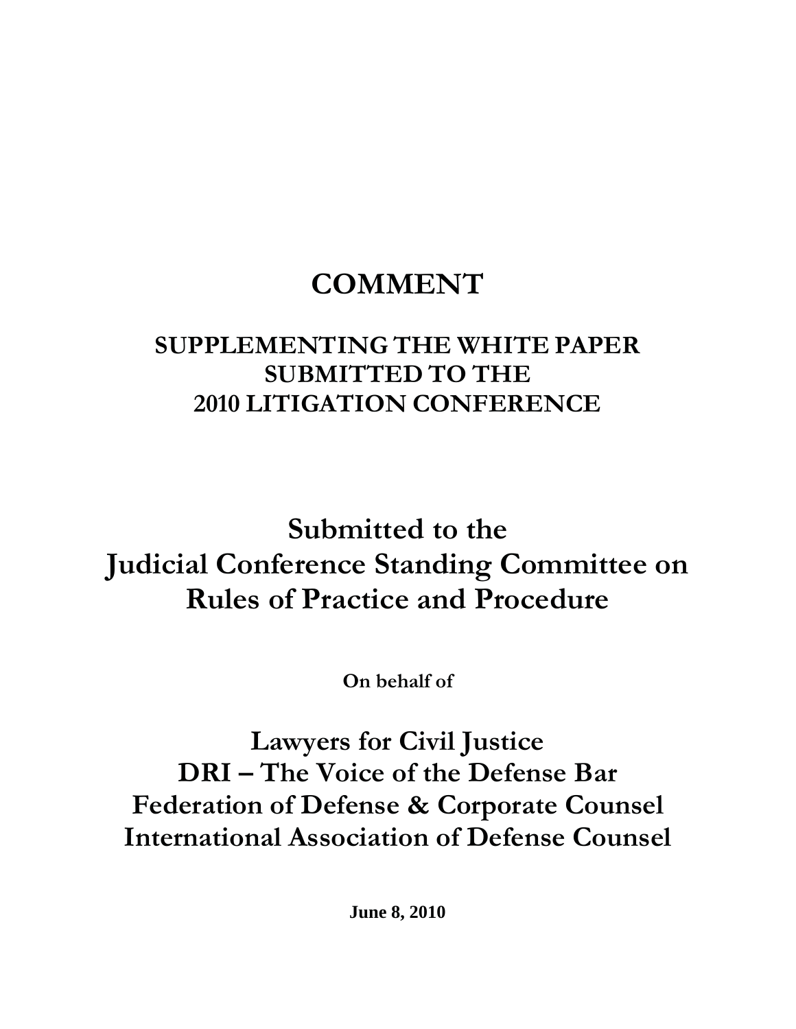# COMMENT

## SUPPLEMENTING THE WHITE PAPER SUBMITTED TO THE 2010 LITIGATION CONFERENCE

# Submitted to the Judicial Conference Standing Committee on Rules of Practice and Procedure

**On behalf of**

## Lawyers for Civil Justice
## DRI – The Voice of the Defense Bar
## Federation of Defense & Corporate Counsel
## International Association of Defense Counsel

**June 8, 2010**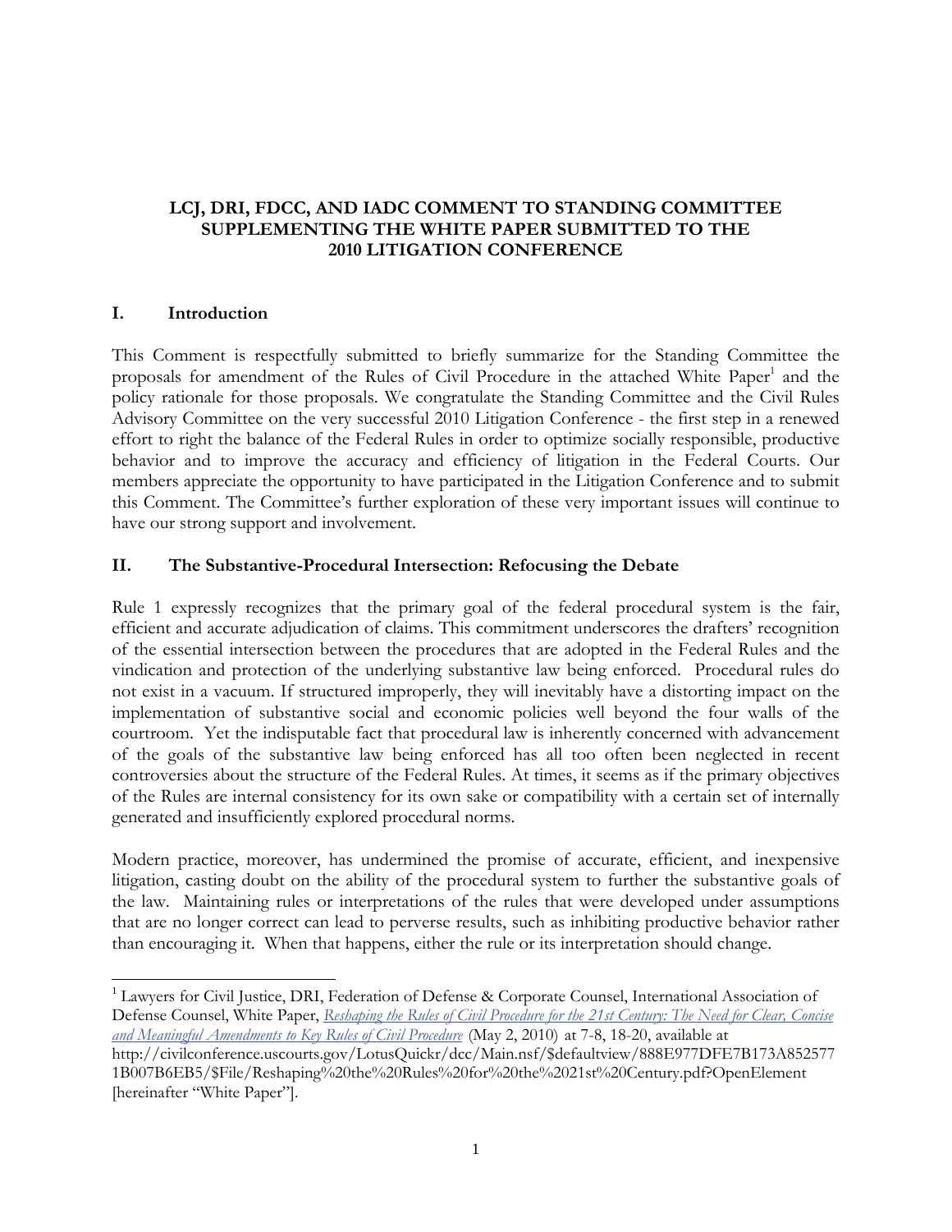**LCJ, DRI, FDCC, AND IADC COMMENT TO STANDING COMMITTEE SUPPLEMENTING THE WHITE PAPER SUBMITTED TO THE 2010 LITIGATION CONFERENCE**

## I. Introduction

This Comment is respectfully submitted to briefly summarize for the Standing Committee the proposals for amendment of the Rules of Civil Procedure in the attached White Paper[1] and the policy rationale for those proposals. We congratulate the Standing Committee and the Civil Rules Advisory Committee on the very successful 2010 Litigation Conference - the first step in a renewed effort to right the balance of the Federal Rules in order to optimize socially responsible, productive behavior and to improve the accuracy and efficiency of litigation in the Federal Courts. Our members appreciate the opportunity to have participated in the Litigation Conference and to submit this Comment. The Committee's further exploration of these very important issues will continue to have our strong support and involvement.

## II. The Substantive-Procedural Intersection: Refocusing the Debate

Rule 1 expressly recognizes that the primary goal of the federal procedural system is the fair, efficient and accurate adjudication of claims. This commitment underscores the drafters' recognition of the essential intersection between the procedures that are adopted in the Federal Rules and the vindication and protection of the underlying substantive law being enforced. Procedural rules do not exist in a vacuum. If structured improperly, they will inevitably have a distorting impact on the implementation of substantive social and economic policies well beyond the four walls of the courtroom. Yet the indisputable fact that procedural law is inherently concerned with advancement of the goals of the substantive law being enforced has all too often been neglected in recent controversies about the structure of the Federal Rules. At times, it seems as if the primary objectives of the Rules are internal consistency for its own sake or compatibility with a certain set of internally generated and insufficiently explored procedural norms.

Modern practice, moreover, has undermined the promise of accurate, efficient, and inexpensive litigation, casting doubt on the ability of the procedural system to further the substantive goals of the law. Maintaining rules or interpretations of the rules that were developed under assumptions that are no longer correct can lead to perverse results, such as inhibiting productive behavior rather than encouraging it. When that happens, either the rule or its interpretation should change.

---

[1] Lawyers for Civil Justice, DRI, Federation of Defense & Corporate Counsel, International Association of Defense Counsel, White Paper, *Reshaping the Rules of Civil Procedure for the 21st Century: The Need for Clear, Concise and Meaningful Amendments to Key Rules of Civil Procedure* (May 2, 2010) at 7-8, 18-20, available at http://civilconference.uscourts.gov/LotusQuickr/dcc/Main.nsf/$defaultview/888E977DFE7B173A852577 1B007B6EB5/$File/Reshaping%20the%20Rules%20for%20the%2021st%20Century.pdf?OpenElement [hereinafter "White Paper"].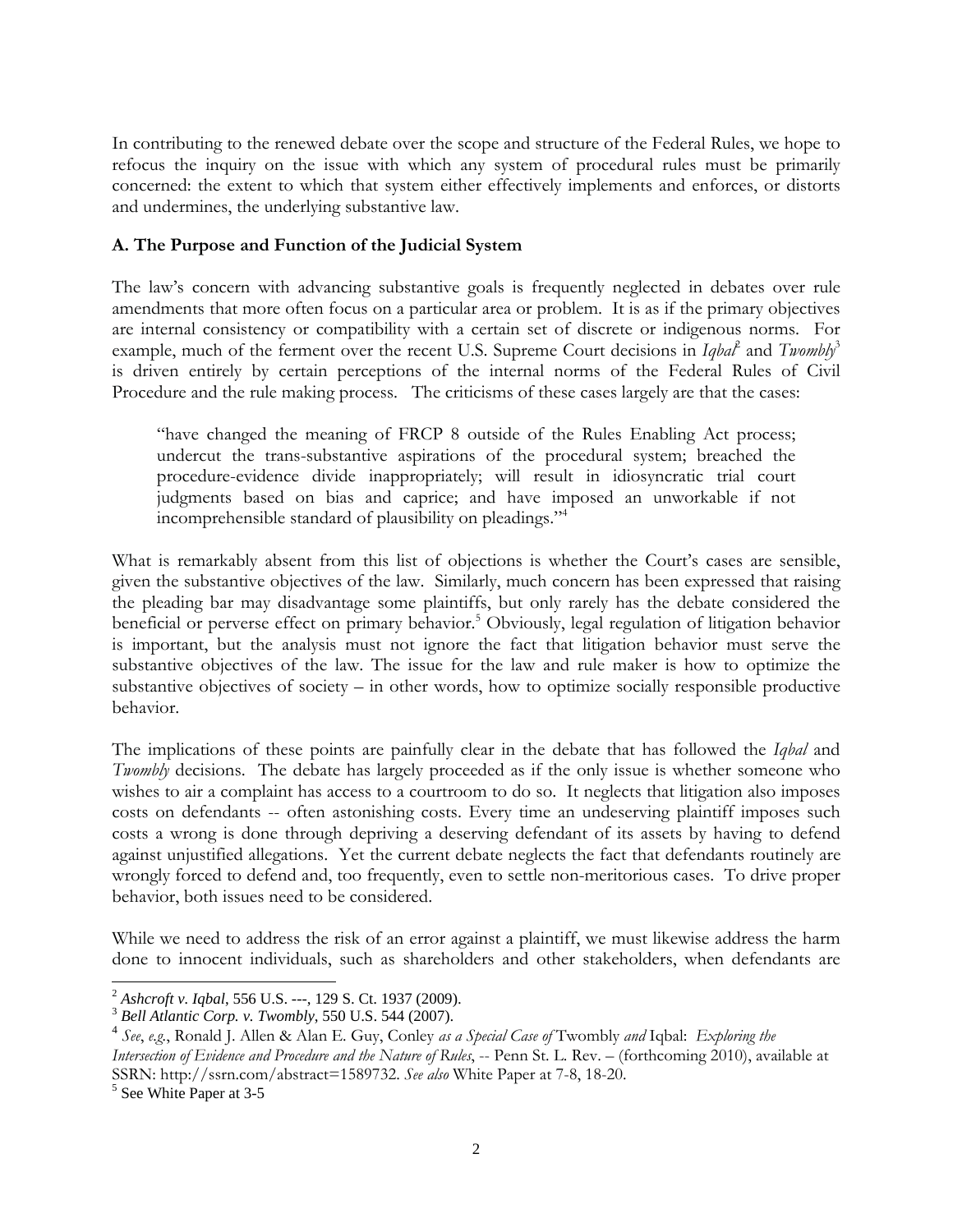In contributing to the renewed debate over the scope and structure of the Federal Rules, we hope to refocus the inquiry on the issue with which any system of procedural rules must be primarily concerned: the extent to which that system either effectively implements and enforces, or distorts and undermines, the underlying substantive law.

### A. The Purpose and Function of the Judicial System

The law's concern with advancing substantive goals is frequently neglected in debates over rule amendments that more often focus on a particular area or problem. It is as if the primary objectives are internal consistency or compatibility with a certain set of discrete or indigenous norms. For example, much of the ferment over the recent U.S. Supreme Court decisions in *Iqbal*[2] and *Twombly*[3] is driven entirely by certain perceptions of the internal norms of the Federal Rules of Civil Procedure and the rule making process. The criticisms of these cases largely are that the cases:

> "have changed the meaning of FRCP 8 outside of the Rules Enabling Act process; undercut the trans-substantive aspirations of the procedural system; breached the procedure-evidence divide inappropriately; will result in idiosyncratic trial court judgments based on bias and caprice; and have imposed an unworkable if not incomprehensible standard of plausibility on pleadings."[4]

What is remarkably absent from this list of objections is whether the Court's cases are sensible, given the substantive objectives of the law. Similarly, much concern has been expressed that raising the pleading bar may disadvantage some plaintiffs, but only rarely has the debate considered the beneficial or perverse effect on primary behavior.[5] Obviously, legal regulation of litigation behavior is important, but the analysis must not ignore the fact that litigation behavior must serve the substantive objectives of the law. The issue for the law and rule maker is how to optimize the substantive objectives of society – in other words, how to optimize socially responsible productive behavior.

The implications of these points are painfully clear in the debate that has followed the *Iqbal* and *Twombly* decisions. The debate has largely proceeded as if the only issue is whether someone who wishes to air a complaint has access to a courtroom to do so. It neglects that litigation also imposes costs on defendants -- often astonishing costs. Every time an undeserving plaintiff imposes such costs a wrong is done through depriving a deserving defendant of its assets by having to defend against unjustified allegations. Yet the current debate neglects the fact that defendants routinely are wrongly forced to defend and, too frequently, even to settle non-meritorious cases. To drive proper behavior, both issues need to be considered.

While we need to address the risk of an error against a plaintiff, we must likewise address the harm done to innocent individuals, such as shareholders and other stakeholders, when defendants are

---

[2] *Ashcroft v. Iqbal*, 556 U.S. ---, 129 S. Ct. 1937 (2009).

[3] *Bell Atlantic Corp. v. Twombly*, 550 U.S. 544 (2007).

[4] *See*, *e.g.*, Ronald J. Allen & Alan E. Guy, Conley *as a Special Case of* Twombly *and* Iqbal: *Exploring the Intersection of Evidence and Procedure and the Nature of Rules*, -- Penn St. L. Rev. – (forthcoming 2010), available at SSRN: http://ssrn.com/abstract=1589732. *See also* White Paper at 7-8, 18-20.

[5] See White Paper at 3-5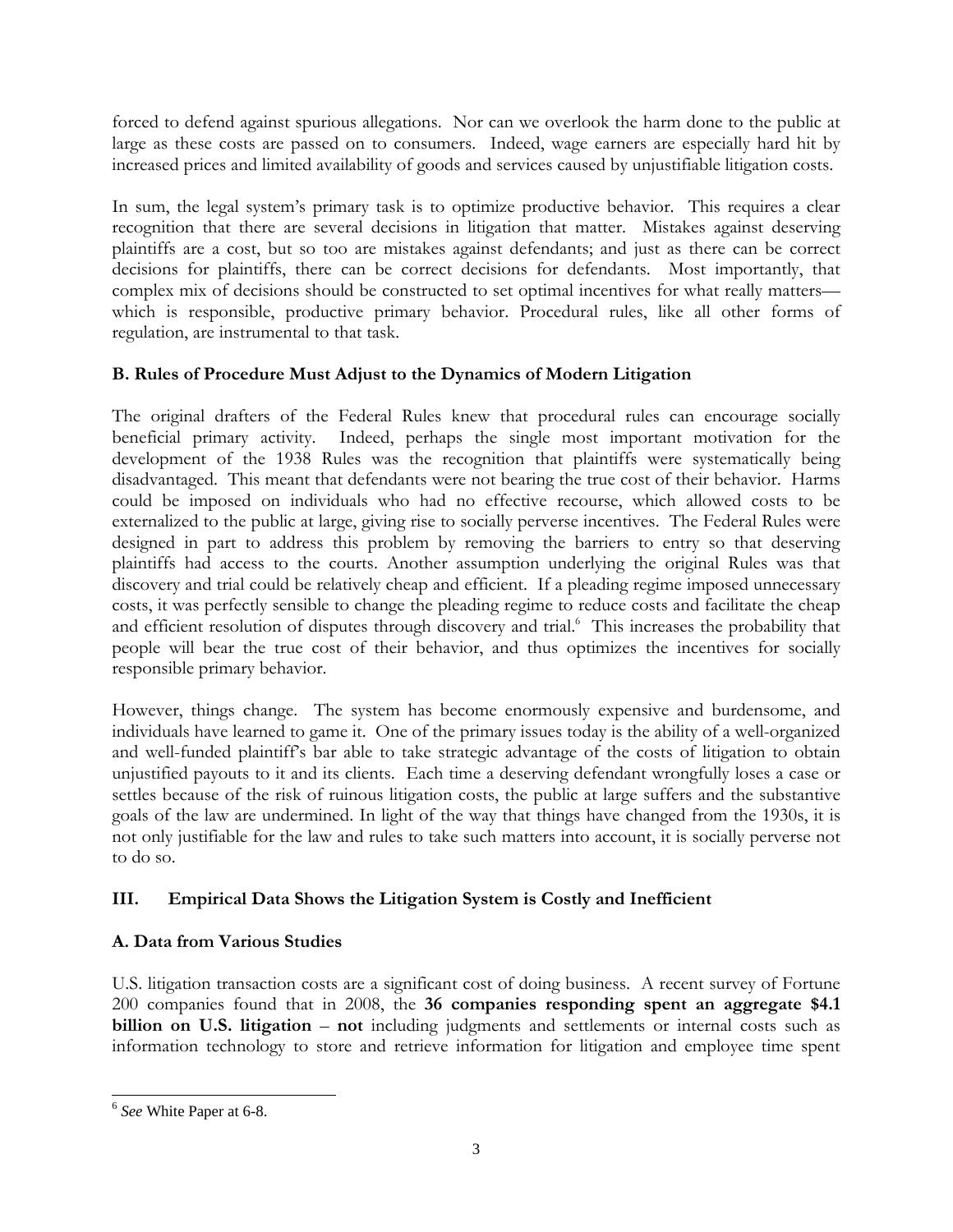forced to defend against spurious allegations. Nor can we overlook the harm done to the public at large as these costs are passed on to consumers. Indeed, wage earners are especially hard hit by increased prices and limited availability of goods and services caused by unjustifiable litigation costs.

In sum, the legal system's primary task is to optimize productive behavior. This requires a clear recognition that there are several decisions in litigation that matter. Mistakes against deserving plaintiffs are a cost, but so too are mistakes against defendants; and just as there can be correct decisions for plaintiffs, there can be correct decisions for defendants. Most importantly, that complex mix of decisions should be constructed to set optimal incentives for what really matters—which is responsible, productive primary behavior. Procedural rules, like all other forms of regulation, are instrumental to that task.

### B. Rules of Procedure Must Adjust to the Dynamics of Modern Litigation

The original drafters of the Federal Rules knew that procedural rules can encourage socially beneficial primary activity. Indeed, perhaps the single most important motivation for the development of the 1938 Rules was the recognition that plaintiffs were systematically being disadvantaged. This meant that defendants were not bearing the true cost of their behavior. Harms could be imposed on individuals who had no effective recourse, which allowed costs to be externalized to the public at large, giving rise to socially perverse incentives. The Federal Rules were designed in part to address this problem by removing the barriers to entry so that deserving plaintiffs had access to the courts. Another assumption underlying the original Rules was that discovery and trial could be relatively cheap and efficient. If a pleading regime imposed unnecessary costs, it was perfectly sensible to change the pleading regime to reduce costs and facilitate the cheap and efficient resolution of disputes through discovery and trial.[6] This increases the probability that people will bear the true cost of their behavior, and thus optimizes the incentives for socially responsible primary behavior.

However, things change. The system has become enormously expensive and burdensome, and individuals have learned to game it. One of the primary issues today is the ability of a well-organized and well-funded plaintiff's bar able to take strategic advantage of the costs of litigation to obtain unjustified payouts to it and its clients. Each time a deserving defendant wrongfully loses a case or settles because of the risk of ruinous litigation costs, the public at large suffers and the substantive goals of the law are undermined. In light of the way that things have changed from the 1930s, it is not only justifiable for the law and rules to take such matters into account, it is socially perverse not to do so.

## III. Empirical Data Shows the Litigation System is Costly and Inefficient

### A. Data from Various Studies

U.S. litigation transaction costs are a significant cost of doing business. A recent survey of Fortune 200 companies found that in 2008, the **36 companies responding spent an aggregate $4.1 billion on U.S. litigation** – **not** including judgments and settlements or internal costs such as information technology to store and retrieve information for litigation and employee time spent

---

[6] *See* White Paper at 6-8.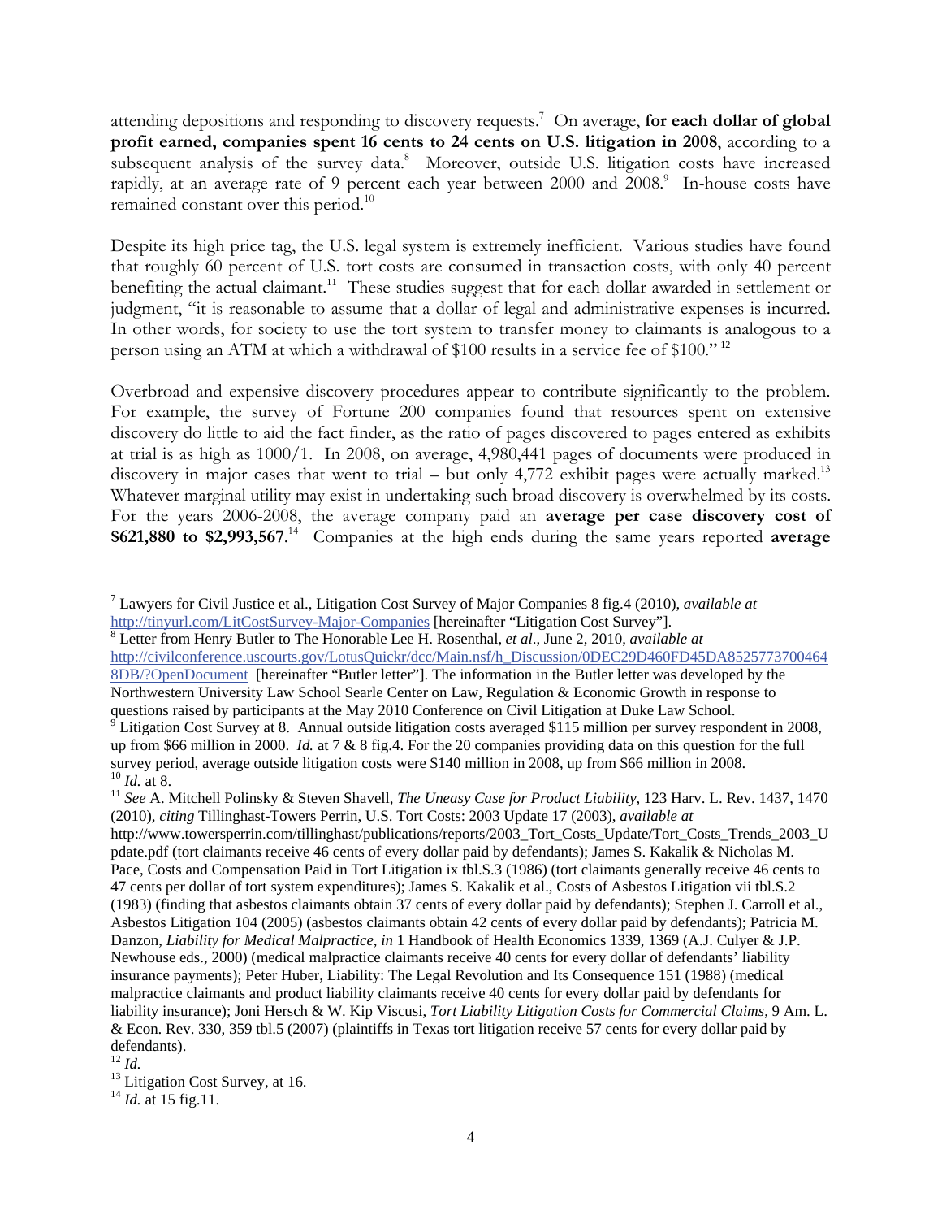attending depositions and responding to discovery requests.[7] On average, **for each dollar of global profit earned, companies spent 16 cents to 24 cents on U.S. litigation in 2008**, according to a subsequent analysis of the survey data.[8] Moreover, outside U.S. litigation costs have increased rapidly, at an average rate of 9 percent each year between 2000 and 2008.[9] In-house costs have remained constant over this period.[10]

Despite its high price tag, the U.S. legal system is extremely inefficient. Various studies have found that roughly 60 percent of U.S. tort costs are consumed in transaction costs, with only 40 percent benefiting the actual claimant.[11] These studies suggest that for each dollar awarded in settlement or judgment, "it is reasonable to assume that a dollar of legal and administrative expenses is incurred. In other words, for society to use the tort system to transfer money to claimants is analogous to a person using an ATM at which a withdrawal of $100 results in a service fee of $100."[12]

Overbroad and expensive discovery procedures appear to contribute significantly to the problem. For example, the survey of Fortune 200 companies found that resources spent on extensive discovery do little to aid the fact finder, as the ratio of pages discovered to pages entered as exhibits at trial is as high as 1000/1. In 2008, on average, 4,980,441 pages of documents were produced in discovery in major cases that went to trial – but only 4,772 exhibit pages were actually marked.[13] Whatever marginal utility may exist in undertaking such broad discovery is overwhelmed by its costs. For the years 2006-2008, the average company paid an **average per case discovery cost of $621,880 to $2,993,567**.[14] Companies at the high ends during the same years reported **average**

---

[7] Lawyers for Civil Justice et al., Litigation Cost Survey of Major Companies 8 fig.4 (2010), *available at* http://tinyurl.com/LitCostSurvey-Major-Companies [hereinafter "Litigation Cost Survey"].

[8] Letter from Henry Butler to The Honorable Lee H. Rosenthal, *et al*., June 2, 2010, *available at* http://civilconference.uscourts.gov/LotusQuickr/dcc/Main.nsf/h_Discussion/0DEC29D460FD45DA85257737004648DB/?OpenDocument [hereinafter "Butler letter"]. The information in the Butler letter was developed by the Northwestern University Law School Searle Center on Law, Regulation & Economic Growth in response to questions raised by participants at the May 2010 Conference on Civil Litigation at Duke Law School.

[9] Litigation Cost Survey at 8. Annual outside litigation costs averaged $115 million per survey respondent in 2008, up from $66 million in 2000. *Id.* at 7 & 8 fig.4. For the 20 companies providing data on this question for the full survey period, average outside litigation costs were $140 million in 2008, up from $66 million in 2008.

[10] *Id.* at 8.

[11] *See* A. Mitchell Polinsky & Steven Shavell, *The Uneasy Case for Product Liability*, 123 Harv. L. Rev. 1437, 1470 (2010), *citing* Tillinghast-Towers Perrin, U.S. Tort Costs: 2003 Update 17 (2003), *available at* http://www.towersperrin.com/tillinghast/publications/reports/2003_Tort_Costs_Update/Tort_Costs_Trends_2003_Update.pdf (tort claimants receive 46 cents of every dollar paid by defendants); James S. Kakalik & Nicholas M. Pace, Costs and Compensation Paid in Tort Litigation ix tbl.S.3 (1986) (tort claimants generally receive 46 cents to 47 cents per dollar of tort system expenditures); James S. Kakalik et al., Costs of Asbestos Litigation vii tbl.S.2 (1983) (finding that asbestos claimants obtain 37 cents of every dollar paid by defendants); Stephen J. Carroll et al., Asbestos Litigation 104 (2005) (asbestos claimants obtain 42 cents of every dollar paid by defendants); Patricia M. Danzon, *Liability for Medical Malpractice*, *in* 1 Handbook of Health Economics 1339, 1369 (A.J. Culyer & J.P. Newhouse eds., 2000) (medical malpractice claimants receive 40 cents for every dollar of defendants' liability insurance payments); Peter Huber, Liability: The Legal Revolution and Its Consequence 151 (1988) (medical malpractice claimants and product liability claimants receive 40 cents for every dollar paid by defendants for liability insurance); Joni Hersch & W. Kip Viscusi, *Tort Liability Litigation Costs for Commercial Claims*, 9 Am. L. & Econ. Rev. 330, 359 tbl.5 (2007) (plaintiffs in Texas tort litigation receive 57 cents for every dollar paid by defendants).

[12] *Id.*

[13] Litigation Cost Survey, at 16.

[14] *Id.* at 15 fig.11.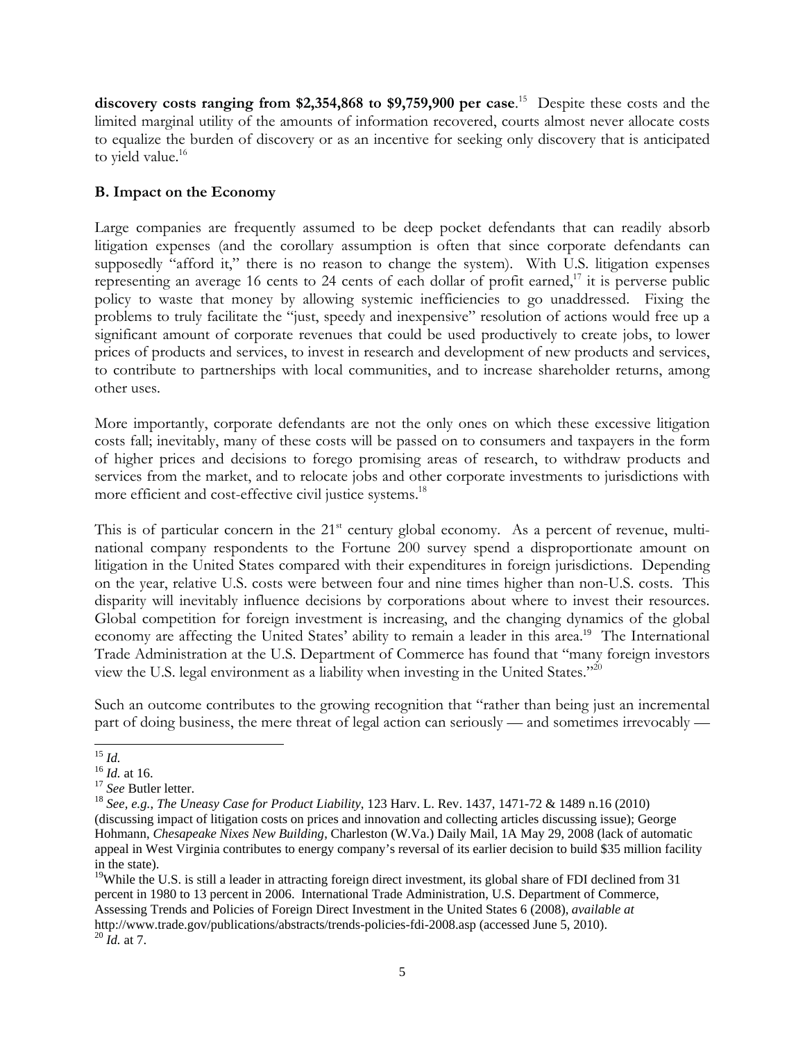**discovery costs ranging from $2,354,868 to $9,759,900 per case**.[15] Despite these costs and the limited marginal utility of the amounts of information recovered, courts almost never allocate costs to equalize the burden of discovery or as an incentive for seeking only discovery that is anticipated to yield value.[16]

### B. Impact on the Economy

Large companies are frequently assumed to be deep pocket defendants that can readily absorb litigation expenses (and the corollary assumption is often that since corporate defendants can supposedly "afford it," there is no reason to change the system). With U.S. litigation expenses representing an average 16 cents to 24 cents of each dollar of profit earned,[17] it is perverse public policy to waste that money by allowing systemic inefficiencies to go unaddressed. Fixing the problems to truly facilitate the "just, speedy and inexpensive" resolution of actions would free up a significant amount of corporate revenues that could be used productively to create jobs, to lower prices of products and services, to invest in research and development of new products and services, to contribute to partnerships with local communities, and to increase shareholder returns, among other uses.

More importantly, corporate defendants are not the only ones on which these excessive litigation costs fall; inevitably, many of these costs will be passed on to consumers and taxpayers in the form of higher prices and decisions to forego promising areas of research, to withdraw products and services from the market, and to relocate jobs and other corporate investments to jurisdictions with more efficient and cost-effective civil justice systems.[18]

This is of particular concern in the 21st century global economy. As a percent of revenue, multi-national company respondents to the Fortune 200 survey spend a disproportionate amount on litigation in the United States compared with their expenditures in foreign jurisdictions. Depending on the year, relative U.S. costs were between four and nine times higher than non-U.S. costs. This disparity will inevitably influence decisions by corporations about where to invest their resources. Global competition for foreign investment is increasing, and the changing dynamics of the global economy are affecting the United States' ability to remain a leader in this area.[19] The International Trade Administration at the U.S. Department of Commerce has found that "many foreign investors view the U.S. legal environment as a liability when investing in the United States."[20]

Such an outcome contributes to the growing recognition that "rather than being just an incremental part of doing business, the mere threat of legal action can seriously — and sometimes irrevocably —

---

[15] *Id.*

[16] *Id.* at 16.

[17] *See* Butler letter.

[18] *See, e.g., The Uneasy Case for Product Liability*, 123 Harv. L. Rev. 1437, 1471-72 & 1489 n.16 (2010) (discussing impact of litigation costs on prices and innovation and collecting articles discussing issue); George Hohmann, *Chesapeake Nixes New Building*, Charleston (W.Va.) Daily Mail, 1A May 29, 2008 (lack of automatic appeal in West Virginia contributes to energy company's reversal of its earlier decision to build $35 million facility in the state).

[19] While the U.S. is still a leader in attracting foreign direct investment, its global share of FDI declined from 31 percent in 1980 to 13 percent in 2006. International Trade Administration, U.S. Department of Commerce, Assessing Trends and Policies of Foreign Direct Investment in the United States 6 (2008), *available at* http://www.trade.gov/publications/abstracts/trends-policies-fdi-2008.asp (accessed June 5, 2010).

[20] *Id.* at 7.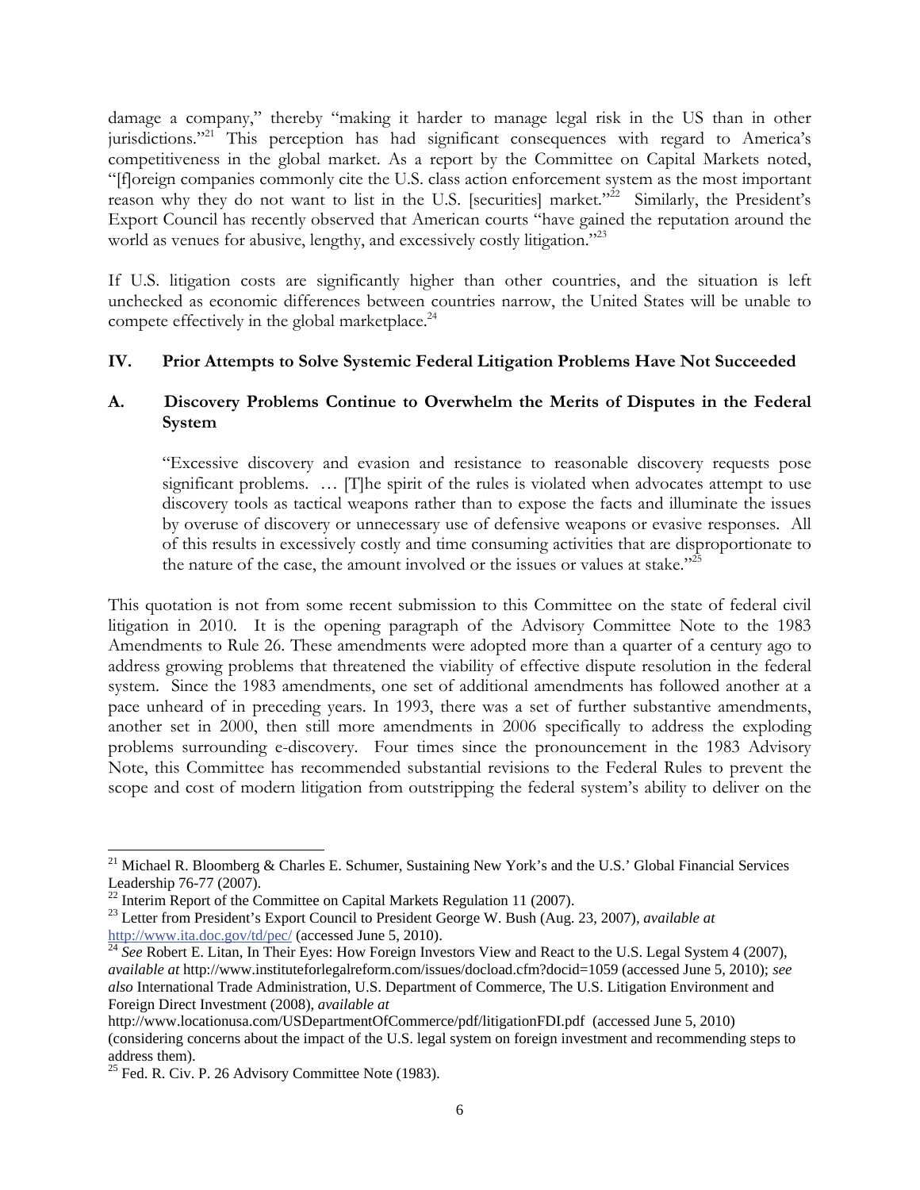damage a company," thereby "making it harder to manage legal risk in the US than in other jurisdictions."[21] This perception has had significant consequences with regard to America's competitiveness in the global market. As a report by the Committee on Capital Markets noted, "[f]oreign companies commonly cite the U.S. class action enforcement system as the most important reason why they do not want to list in the U.S. [securities] market."[22] Similarly, the President's Export Council has recently observed that American courts "have gained the reputation around the world as venues for abusive, lengthy, and excessively costly litigation."[23]

If U.S. litigation costs are significantly higher than other countries, and the situation is left unchecked as economic differences between countries narrow, the United States will be unable to compete effectively in the global marketplace.[24]

## IV. Prior Attempts to Solve Systemic Federal Litigation Problems Have Not Succeeded

### A. Discovery Problems Continue to Overwhelm the Merits of Disputes in the Federal System

> "Excessive discovery and evasion and resistance to reasonable discovery requests pose significant problems. … [T]he spirit of the rules is violated when advocates attempt to use discovery tools as tactical weapons rather than to expose the facts and illuminate the issues by overuse of discovery or unnecessary use of defensive weapons or evasive responses. All of this results in excessively costly and time consuming activities that are disproportionate to the nature of the case, the amount involved or the issues or values at stake."[25]

This quotation is not from some recent submission to this Committee on the state of federal civil litigation in 2010. It is the opening paragraph of the Advisory Committee Note to the 1983 Amendments to Rule 26. These amendments were adopted more than a quarter of a century ago to address growing problems that threatened the viability of effective dispute resolution in the federal system. Since the 1983 amendments, one set of additional amendments has followed another at a pace unheard of in preceding years. In 1993, there was a set of further substantive amendments, another set in 2000, then still more amendments in 2006 specifically to address the exploding problems surrounding e-discovery. Four times since the pronouncement in the 1983 Advisory Note, this Committee has recommended substantial revisions to the Federal Rules to prevent the scope and cost of modern litigation from outstripping the federal system's ability to deliver on the

---

[21] Michael R. Bloomberg & Charles E. Schumer, Sustaining New York's and the U.S.' Global Financial Services Leadership 76-77 (2007).

[22] Interim Report of the Committee on Capital Markets Regulation 11 (2007).

[23] Letter from President's Export Council to President George W. Bush (Aug. 23, 2007), *available at* http://www.ita.doc.gov/td/pec/ (accessed June 5, 2010).

[24] *See* Robert E. Litan, In Their Eyes: How Foreign Investors View and React to the U.S. Legal System 4 (2007), *available at* http://www.instituteforlegalreform.com/issues/docload.cfm?docid=1059 (accessed June 5, 2010); *see also* International Trade Administration, U.S. Department of Commerce, The U.S. Litigation Environment and Foreign Direct Investment (2008), *available at* http://www.locationusa.com/USDepartmentOfCommerce/pdf/litigationFDI.pdf (accessed June 5, 2010) (considering concerns about the impact of the U.S. legal system on foreign investment and recommending steps to address them).

[25] Fed. R. Civ. P. 26 Advisory Committee Note (1983).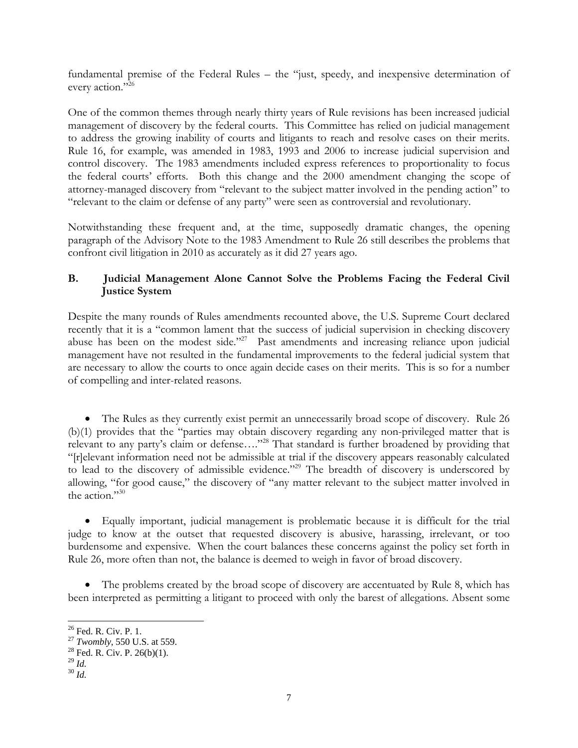fundamental premise of the Federal Rules – the "just, speedy, and inexpensive determination of every action."[26]

One of the common themes through nearly thirty years of Rule revisions has been increased judicial management of discovery by the federal courts. This Committee has relied on judicial management to address the growing inability of courts and litigants to reach and resolve cases on their merits. Rule 16, for example, was amended in 1983, 1993 and 2006 to increase judicial supervision and control discovery. The 1983 amendments included express references to proportionality to focus the federal courts' efforts. Both this change and the 2000 amendment changing the scope of attorney-managed discovery from "relevant to the subject matter involved in the pending action" to "relevant to the claim or defense of any party" were seen as controversial and revolutionary.

Notwithstanding these frequent and, at the time, supposedly dramatic changes, the opening paragraph of the Advisory Note to the 1983 Amendment to Rule 26 still describes the problems that confront civil litigation in 2010 as accurately as it did 27 years ago.

## B. Judicial Management Alone Cannot Solve the Problems Facing the Federal Civil Justice System

Despite the many rounds of Rules amendments recounted above, the U.S. Supreme Court declared recently that it is a "common lament that the success of judicial supervision in checking discovery abuse has been on the modest side."[27] Past amendments and increasing reliance upon judicial management have not resulted in the fundamental improvements to the federal judicial system that are necessary to allow the courts to once again decide cases on their merits. This is so for a number of compelling and inter-related reasons.

- The Rules as they currently exist permit an unnecessarily broad scope of discovery. Rule 26 (b)(1) provides that the "parties may obtain discovery regarding any non-privileged matter that is relevant to any party's claim or defense…."[28] That standard is further broadened by providing that "[r]elevant information need not be admissible at trial if the discovery appears reasonably calculated to lead to the discovery of admissible evidence."[29] The breadth of discovery is underscored by allowing, "for good cause," the discovery of "any matter relevant to the subject matter involved in the action."[30]

- Equally important, judicial management is problematic because it is difficult for the trial judge to know at the outset that requested discovery is abusive, harassing, irrelevant, or too burdensome and expensive. When the court balances these concerns against the policy set forth in Rule 26, more often than not, the balance is deemed to weigh in favor of broad discovery.

- The problems created by the broad scope of discovery are accentuated by Rule 8, which has been interpreted as permitting a litigant to proceed with only the barest of allegations. Absent some

---

[26] Fed. R. Civ. P. 1.

[27] *Twombly*, 550 U.S. at 559.

[28] Fed. R. Civ. P. 26(b)(1).

[29] *Id.*

[30] *Id.*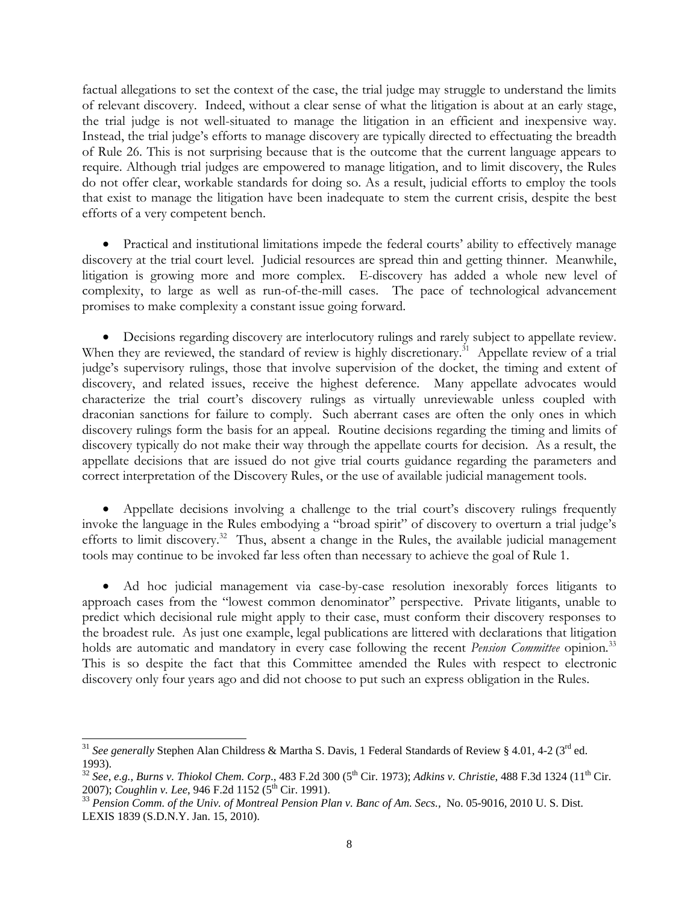factual allegations to set the context of the case, the trial judge may struggle to understand the limits of relevant discovery. Indeed, without a clear sense of what the litigation is about at an early stage, the trial judge is not well-situated to manage the litigation in an efficient and inexpensive way. Instead, the trial judge's efforts to manage discovery are typically directed to effectuating the breadth of Rule 26. This is not surprising because that is the outcome that the current language appears to require. Although trial judges are empowered to manage litigation, and to limit discovery, the Rules do not offer clear, workable standards for doing so. As a result, judicial efforts to employ the tools that exist to manage the litigation have been inadequate to stem the current crisis, despite the best efforts of a very competent bench.

- Practical and institutional limitations impede the federal courts' ability to effectively manage discovery at the trial court level. Judicial resources are spread thin and getting thinner. Meanwhile, litigation is growing more and more complex. E-discovery has added a whole new level of complexity, to large as well as run-of-the-mill cases. The pace of technological advancement promises to make complexity a constant issue going forward.

- Decisions regarding discovery are interlocutory rulings and rarely subject to appellate review. When they are reviewed, the standard of review is highly discretionary.[31] Appellate review of a trial judge's supervisory rulings, those that involve supervision of the docket, the timing and extent of discovery, and related issues, receive the highest deference. Many appellate advocates would characterize the trial court's discovery rulings as virtually unreviewable unless coupled with draconian sanctions for failure to comply. Such aberrant cases are often the only ones in which discovery rulings form the basis for an appeal. Routine decisions regarding the timing and limits of discovery typically do not make their way through the appellate courts for decision. As a result, the appellate decisions that are issued do not give trial courts guidance regarding the parameters and correct interpretation of the Discovery Rules, or the use of available judicial management tools.

- Appellate decisions involving a challenge to the trial court's discovery rulings frequently invoke the language in the Rules embodying a "broad spirit" of discovery to overturn a trial judge's efforts to limit discovery.[32] Thus, absent a change in the Rules, the available judicial management tools may continue to be invoked far less often than necessary to achieve the goal of Rule 1.

- Ad hoc judicial management via case-by-case resolution inexorably forces litigants to approach cases from the "lowest common denominator" perspective. Private litigants, unable to predict which decisional rule might apply to their case, must conform their discovery responses to the broadest rule. As just one example, legal publications are littered with declarations that litigation holds are automatic and mandatory in every case following the recent *Pension Committee* opinion.[33] This is so despite the fact that this Committee amended the Rules with respect to electronic discovery only four years ago and did not choose to put such an express obligation in the Rules.

---

[31] *See generally* Stephen Alan Childress & Martha S. Davis, 1 Federal Standards of Review § 4.01, 4-2 (3rd ed. 1993).

[32] *See, e.g., Burns v. Thiokol Chem. Corp*., 483 F.2d 300 (5th Cir. 1973); *Adkins v. Christie*, 488 F.3d 1324 (11th Cir. 2007); *Coughlin v. Lee*, 946 F.2d 1152 (5th Cir. 1991).

[33] *Pension Comm. of the Univ. of Montreal Pension Plan v. Banc of Am. Secs.,* No. 05-9016, 2010 U. S. Dist. LEXIS 1839 (S.D.N.Y. Jan. 15, 2010).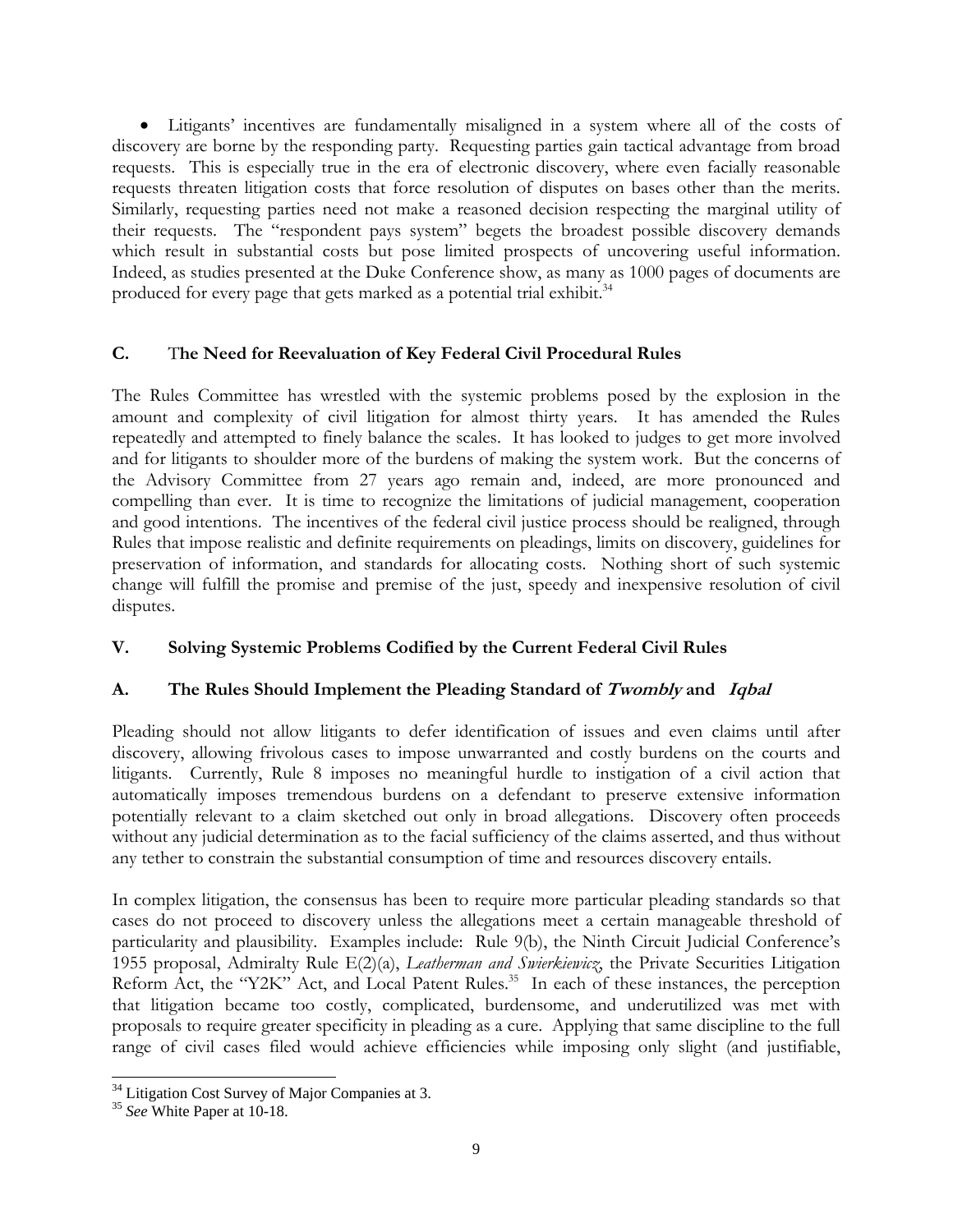- Litigants' incentives are fundamentally misaligned in a system where all of the costs of discovery are borne by the responding party. Requesting parties gain tactical advantage from broad requests. This is especially true in the era of electronic discovery, where even facially reasonable requests threaten litigation costs that force resolution of disputes on bases other than the merits. Similarly, requesting parties need not make a reasoned decision respecting the marginal utility of their requests. The "respondent pays system" begets the broadest possible discovery demands which result in substantial costs but pose limited prospects of uncovering useful information. Indeed, as studies presented at the Duke Conference show, as many as 1000 pages of documents are produced for every page that gets marked as a potential trial exhibit.[34]

### C. The Need for Reevaluation of Key Federal Civil Procedural Rules

The Rules Committee has wrestled with the systemic problems posed by the explosion in the amount and complexity of civil litigation for almost thirty years. It has amended the Rules repeatedly and attempted to finely balance the scales. It has looked to judges to get more involved and for litigants to shoulder more of the burdens of making the system work. But the concerns of the Advisory Committee from 27 years ago remain and, indeed, are more pronounced and compelling than ever. It is time to recognize the limitations of judicial management, cooperation and good intentions. The incentives of the federal civil justice process should be realigned, through Rules that impose realistic and definite requirements on pleadings, limits on discovery, guidelines for preservation of information, and standards for allocating costs. Nothing short of such systemic change will fulfill the promise and premise of the just, speedy and inexpensive resolution of civil disputes.

## V. Solving Systemic Problems Codified by the Current Federal Civil Rules

### A. The Rules Should Implement the Pleading Standard of *Twombly* and *Iqbal*

Pleading should not allow litigants to defer identification of issues and even claims until after discovery, allowing frivolous cases to impose unwarranted and costly burdens on the courts and litigants. Currently, Rule 8 imposes no meaningful hurdle to instigation of a civil action that automatically imposes tremendous burdens on a defendant to preserve extensive information potentially relevant to a claim sketched out only in broad allegations. Discovery often proceeds without any judicial determination as to the facial sufficiency of the claims asserted, and thus without any tether to constrain the substantial consumption of time and resources discovery entails.

In complex litigation, the consensus has been to require more particular pleading standards so that cases do not proceed to discovery unless the allegations meet a certain manageable threshold of particularity and plausibility. Examples include: Rule 9(b), the Ninth Circuit Judicial Conference's 1955 proposal, Admiralty Rule E(2)(a), *Leatherman and Swierkiewicz*, the Private Securities Litigation Reform Act, the "Y2K" Act, and Local Patent Rules.[35] In each of these instances, the perception that litigation became too costly, complicated, burdensome, and underutilized was met with proposals to require greater specificity in pleading as a cure. Applying that same discipline to the full range of civil cases filed would achieve efficiencies while imposing only slight (and justifiable,

---

[34] Litigation Cost Survey of Major Companies at 3.

[35] *See* White Paper at 10-18.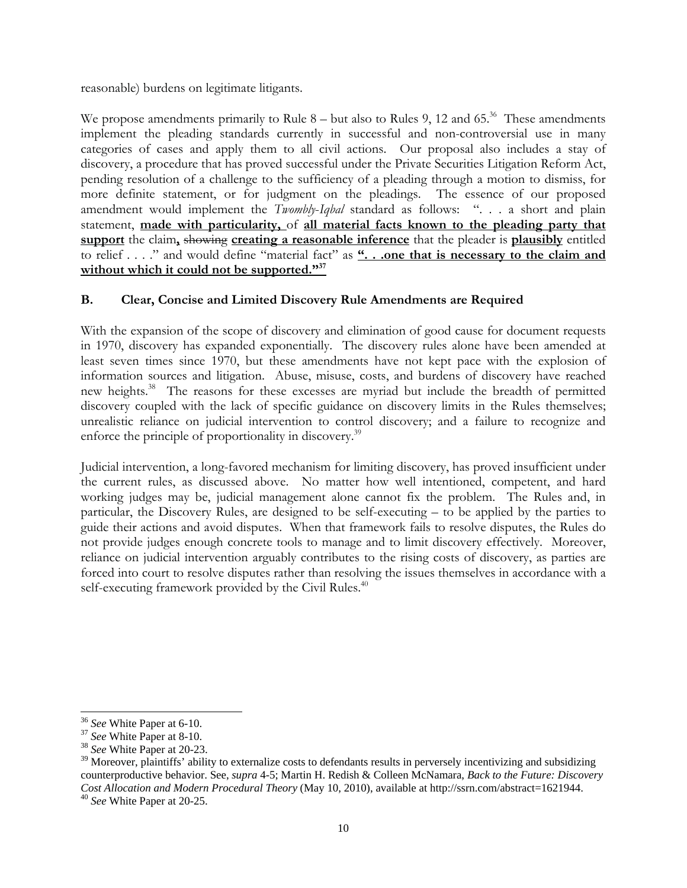reasonable) burdens on legitimate litigants.

We propose amendments primarily to Rule 8 – but also to Rules 9, 12 and 65.[36] These amendments implement the pleading standards currently in successful and non-controversial use in many categories of cases and apply them to all civil actions. Our proposal also includes a stay of discovery, a procedure that has proved successful under the Private Securities Litigation Reform Act, pending resolution of a challenge to the sufficiency of a pleading through a motion to dismiss, for more definite statement, or for judgment on the pleadings. The essence of our proposed amendment would implement the *Twombly-Iqbal* standard as follows: ". . . a short and plain statement, **made with particularity,** of **all material facts known to the pleading party that support** the claim**,** ~~showing~~ **creating a reasonable inference** that the pleader is **plausibly** entitled to relief . . . ." and would define "material fact" as **". . .one that is necessary to the claim and without which it could not be supported."**[37]

## B. Clear, Concise and Limited Discovery Rule Amendments are Required

With the expansion of the scope of discovery and elimination of good cause for document requests in 1970, discovery has expanded exponentially. The discovery rules alone have been amended at least seven times since 1970, but these amendments have not kept pace with the explosion of information sources and litigation. Abuse, misuse, costs, and burdens of discovery have reached new heights.[38] The reasons for these excesses are myriad but include the breadth of permitted discovery coupled with the lack of specific guidance on discovery limits in the Rules themselves; unrealistic reliance on judicial intervention to control discovery; and a failure to recognize and enforce the principle of proportionality in discovery.[39]

Judicial intervention, a long-favored mechanism for limiting discovery, has proved insufficient under the current rules, as discussed above. No matter how well intentioned, competent, and hard working judges may be, judicial management alone cannot fix the problem. The Rules and, in particular, the Discovery Rules, are designed to be self-executing – to be applied by the parties to guide their actions and avoid disputes. When that framework fails to resolve disputes, the Rules do not provide judges enough concrete tools to manage and to limit discovery effectively. Moreover, reliance on judicial intervention arguably contributes to the rising costs of discovery, as parties are forced into court to resolve disputes rather than resolving the issues themselves in accordance with a self-executing framework provided by the Civil Rules.[40]

---

[36] *See* White Paper at 6-10.

[37] *See* White Paper at 8-10.

[38] *See* White Paper at 20-23.

[39] Moreover, plaintiffs' ability to externalize costs to defendants results in perversely incentivizing and subsidizing counterproductive behavior. See, *supra* 4-5; Martin H. Redish & Colleen McNamara, *Back to the Future: Discovery Cost Allocation and Modern Procedural Theory* (May 10, 2010), available at http://ssrn.com/abstract=1621944.

[40] *See* White Paper at 20-25.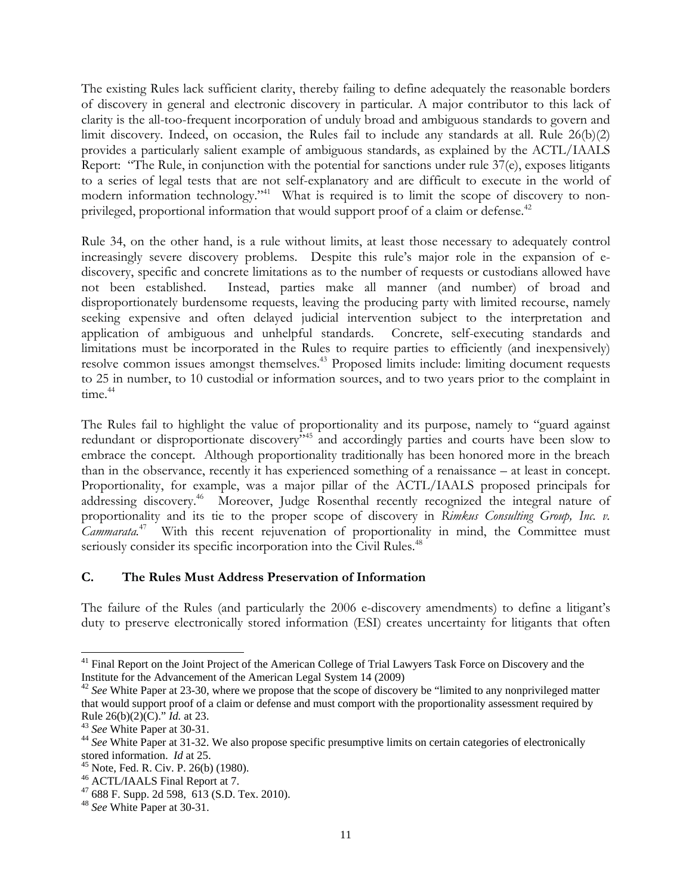The existing Rules lack sufficient clarity, thereby failing to define adequately the reasonable borders of discovery in general and electronic discovery in particular. A major contributor to this lack of clarity is the all-too-frequent incorporation of unduly broad and ambiguous standards to govern and limit discovery. Indeed, on occasion, the Rules fail to include any standards at all. Rule 26(b)(2) provides a particularly salient example of ambiguous standards, as explained by the ACTL/IAALS Report: "The Rule, in conjunction with the potential for sanctions under rule 37(e), exposes litigants to a series of legal tests that are not self-explanatory and are difficult to execute in the world of modern information technology."[41] What is required is to limit the scope of discovery to non-privileged, proportional information that would support proof of a claim or defense.[42]

Rule 34, on the other hand, is a rule without limits, at least those necessary to adequately control increasingly severe discovery problems. Despite this rule's major role in the expansion of e-discovery, specific and concrete limitations as to the number of requests or custodians allowed have not been established. Instead, parties make all manner (and number) of broad and disproportionately burdensome requests, leaving the producing party with limited recourse, namely seeking expensive and often delayed judicial intervention subject to the interpretation and application of ambiguous and unhelpful standards. Concrete, self-executing standards and limitations must be incorporated in the Rules to require parties to efficiently (and inexpensively) resolve common issues amongst themselves.[43] Proposed limits include: limiting document requests to 25 in number, to 10 custodial or information sources, and to two years prior to the complaint in time.[44]

The Rules fail to highlight the value of proportionality and its purpose, namely to "guard against redundant or disproportionate discovery"[45] and accordingly parties and courts have been slow to embrace the concept. Although proportionality traditionally has been honored more in the breach than in the observance, recently it has experienced something of a renaissance – at least in concept. Proportionality, for example, was a major pillar of the ACTL/IAALS proposed principals for addressing discovery.[46] Moreover, Judge Rosenthal recently recognized the integral nature of proportionality and its tie to the proper scope of discovery in *Rimkus Consulting Group, Inc. v. Cammarata.*[47] With this recent rejuvenation of proportionality in mind, the Committee must seriously consider its specific incorporation into the Civil Rules.[48]

## C. The Rules Must Address Preservation of Information

The failure of the Rules (and particularly the 2006 e-discovery amendments) to define a litigant's duty to preserve electronically stored information (ESI) creates uncertainty for litigants that often

---

[41] Final Report on the Joint Project of the American College of Trial Lawyers Task Force on Discovery and the Institute for the Advancement of the American Legal System 14 (2009)

[42] *See* White Paper at 23-30, where we propose that the scope of discovery be "limited to any nonprivileged matter that would support proof of a claim or defense and must comport with the proportionality assessment required by Rule 26(b)(2)(C)." *Id.* at 23.

[43] *See* White Paper at 30-31.

[44] *See* White Paper at 31-32. We also propose specific presumptive limits on certain categories of electronically stored information. *Id* at 25.

[45] Note, Fed. R. Civ. P. 26(b) (1980).

[46] ACTL/IAALS Final Report at 7.

[47] 688 F. Supp. 2d 598, 613 (S.D. Tex. 2010).

[48] *See* White Paper at 30-31.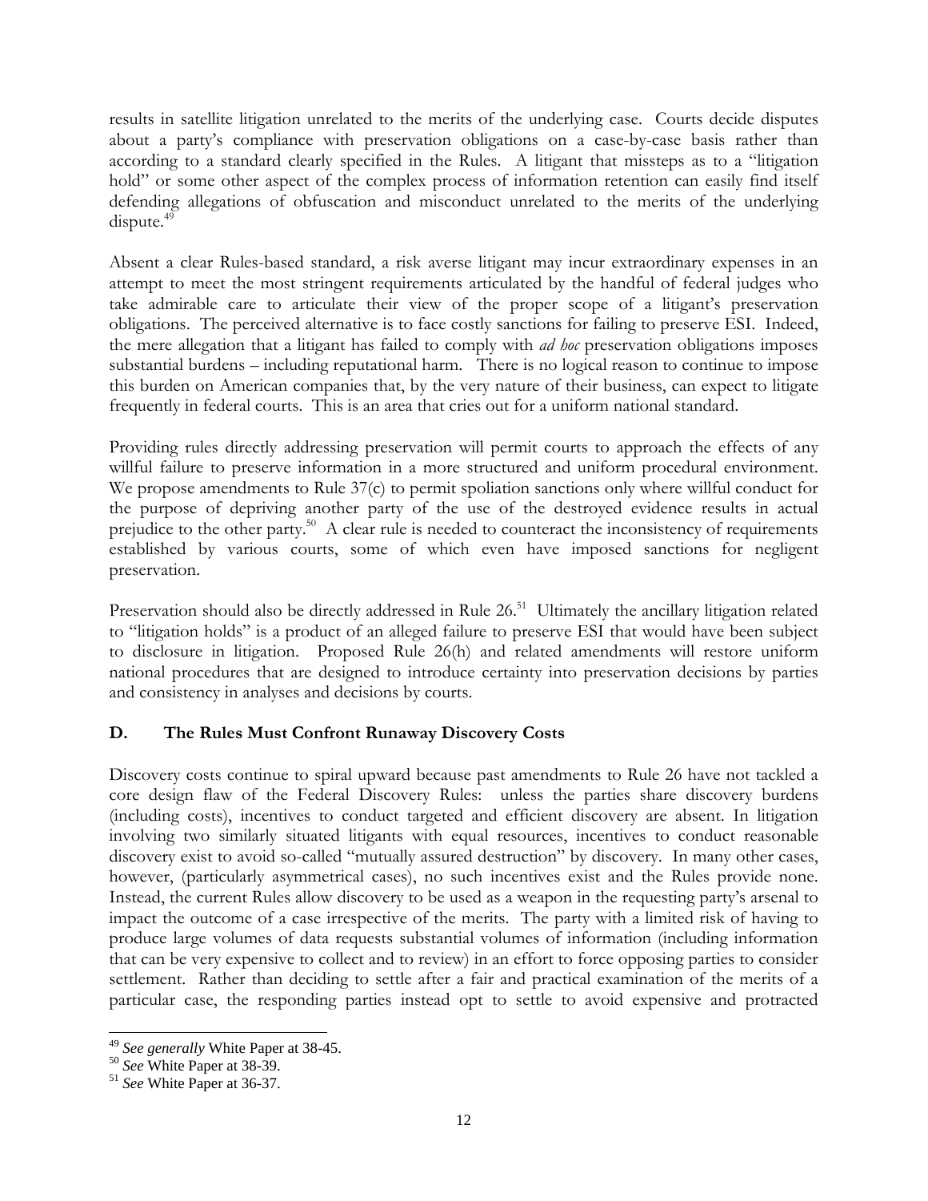results in satellite litigation unrelated to the merits of the underlying case. Courts decide disputes about a party's compliance with preservation obligations on a case-by-case basis rather than according to a standard clearly specified in the Rules. A litigant that missteps as to a "litigation hold" or some other aspect of the complex process of information retention can easily find itself defending allegations of obfuscation and misconduct unrelated to the merits of the underlying dispute.[49]

Absent a clear Rules-based standard, a risk averse litigant may incur extraordinary expenses in an attempt to meet the most stringent requirements articulated by the handful of federal judges who take admirable care to articulate their view of the proper scope of a litigant's preservation obligations. The perceived alternative is to face costly sanctions for failing to preserve ESI. Indeed, the mere allegation that a litigant has failed to comply with *ad hoc* preservation obligations imposes substantial burdens – including reputational harm. There is no logical reason to continue to impose this burden on American companies that, by the very nature of their business, can expect to litigate frequently in federal courts. This is an area that cries out for a uniform national standard.

Providing rules directly addressing preservation will permit courts to approach the effects of any willful failure to preserve information in a more structured and uniform procedural environment. We propose amendments to Rule 37(c) to permit spoliation sanctions only where willful conduct for the purpose of depriving another party of the use of the destroyed evidence results in actual prejudice to the other party.[50] A clear rule is needed to counteract the inconsistency of requirements established by various courts, some of which even have imposed sanctions for negligent preservation.

Preservation should also be directly addressed in Rule 26.[51] Ultimately the ancillary litigation related to "litigation holds" is a product of an alleged failure to preserve ESI that would have been subject to disclosure in litigation. Proposed Rule 26(h) and related amendments will restore uniform national procedures that are designed to introduce certainty into preservation decisions by parties and consistency in analyses and decisions by courts.

### D. The Rules Must Confront Runaway Discovery Costs

Discovery costs continue to spiral upward because past amendments to Rule 26 have not tackled a core design flaw of the Federal Discovery Rules: unless the parties share discovery burdens (including costs), incentives to conduct targeted and efficient discovery are absent. In litigation involving two similarly situated litigants with equal resources, incentives to conduct reasonable discovery exist to avoid so-called "mutually assured destruction" by discovery. In many other cases, however, (particularly asymmetrical cases), no such incentives exist and the Rules provide none. Instead, the current Rules allow discovery to be used as a weapon in the requesting party's arsenal to impact the outcome of a case irrespective of the merits. The party with a limited risk of having to produce large volumes of data requests substantial volumes of information (including information that can be very expensive to collect and to review) in an effort to force opposing parties to consider settlement. Rather than deciding to settle after a fair and practical examination of the merits of a particular case, the responding parties instead opt to settle to avoid expensive and protracted

---

[49] *See generally* White Paper at 38-45.

[50] *See* White Paper at 38-39.

[51] *See* White Paper at 36-37.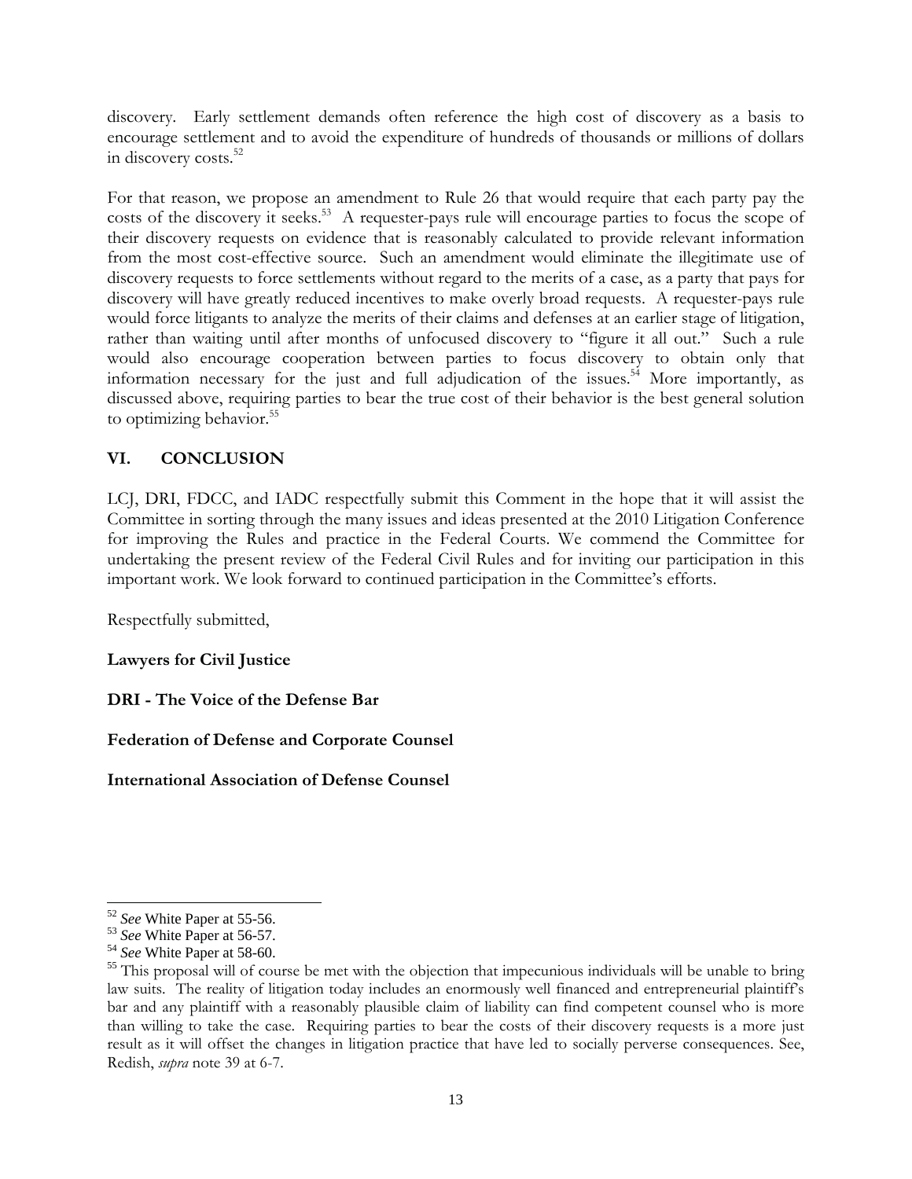discovery. Early settlement demands often reference the high cost of discovery as a basis to encourage settlement and to avoid the expenditure of hundreds of thousands or millions of dollars in discovery costs.[52]

For that reason, we propose an amendment to Rule 26 that would require that each party pay the costs of the discovery it seeks.[53] A requester-pays rule will encourage parties to focus the scope of their discovery requests on evidence that is reasonably calculated to provide relevant information from the most cost-effective source. Such an amendment would eliminate the illegitimate use of discovery requests to force settlements without regard to the merits of a case, as a party that pays for discovery will have greatly reduced incentives to make overly broad requests. A requester-pays rule would force litigants to analyze the merits of their claims and defenses at an earlier stage of litigation, rather than waiting until after months of unfocused discovery to "figure it all out." Such a rule would also encourage cooperation between parties to focus discovery to obtain only that information necessary for the just and full adjudication of the issues.[54] More importantly, as discussed above, requiring parties to bear the true cost of their behavior is the best general solution to optimizing behavior.[55]

## VI. CONCLUSION

LCJ, DRI, FDCC, and IADC respectfully submit this Comment in the hope that it will assist the Committee in sorting through the many issues and ideas presented at the 2010 Litigation Conference for improving the Rules and practice in the Federal Courts. We commend the Committee for undertaking the present review of the Federal Civil Rules and for inviting our participation in this important work. We look forward to continued participation in the Committee's efforts.

Respectfully submitted,

**Lawyers for Civil Justice**

**DRI - The Voice of the Defense Bar**

**Federation of Defense and Corporate Counsel**

**International Association of Defense Counsel**

---

[52] *See* White Paper at 55-56.

[53] *See* White Paper at 56-57.

[54] *See* White Paper at 58-60.

[55] This proposal will of course be met with the objection that impecunious individuals will be unable to bring law suits. The reality of litigation today includes an enormously well financed and entrepreneurial plaintiff's bar and any plaintiff with a reasonably plausible claim of liability can find competent counsel who is more than willing to take the case. Requiring parties to bear the costs of their discovery requests is a more just result as it will offset the changes in litigation practice that have led to socially perverse consequences. See, Redish, *supra* note 39 at 6-7.